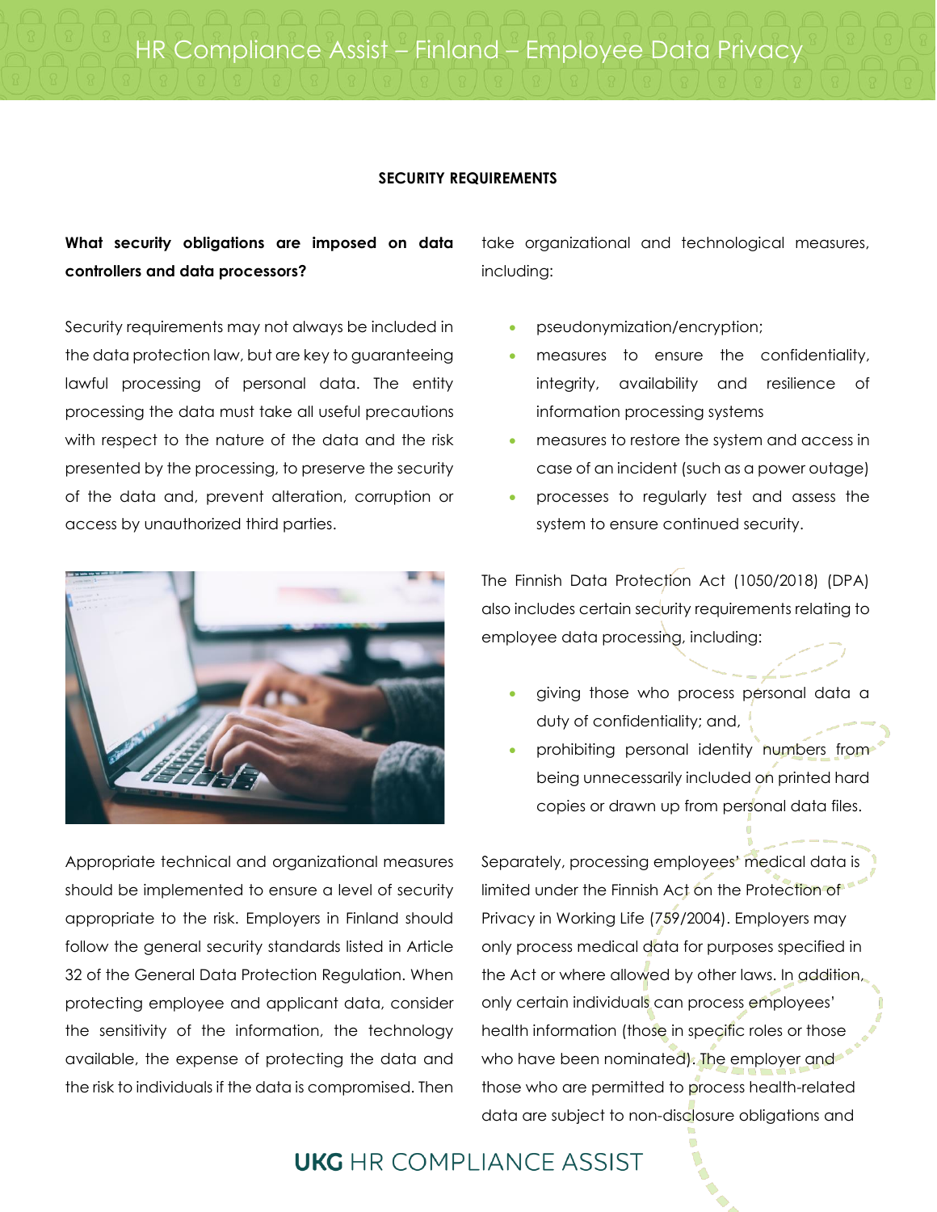## SECURITY REQUIREMENTS

**What security obligations are imposed on data controllers and data processors?**

Security requirements may not always be included in the data protection law, but are key to guaranteeing lawful processing of personal data. The entity processing the data must take all useful precautions with respect to the nature of the data and the risk presented by the processing, to preserve the security of the data and, prevent alteration, corruption or access by unauthorized third parties.

Appropriate technical and organizational measures should be implemented to ensure a level of security appropriate to the risk. Employers in Finland should follow the general security standards listed in Article 32 of the General Data Protection Regulation. When protecting employee and applicant data, consider the sensitivity of the information, the technology available, the expense of protecting the data and the risk to individuals if the data is compromised. Then take organizational and technological measures, including:

- pseudonymization/encryption;
- measures to ensure the confidentiality, integrity, availability and resilience of information processing systems
- measures to restore the system and access in case of an incident (such as a power outage)
- processes to regularly test and assess the system to ensure continued security.

The Finnish Data Protection Act (1050/2018) (DPA) also includes certain security requirements relating to employee data processing, including:

- giving those who process personal data a duty of confidentiality; and,
- prohibiting personal identity numbers from being unnecessarily included on printed hard copies or drawn up from personal data files.

Separately, processing employees' medical data is limited under the Finnish Act on the Protection of Privacy in Working Life (759/2004). Employers may only process medical data for purposes specified in the Act or where allowed by other laws. In addition, only certain individuals can process employees' health information (those in specific roles or those who have been nominated). The employer and those who are permitted to process health-related data are subject to non-disclosure obligations and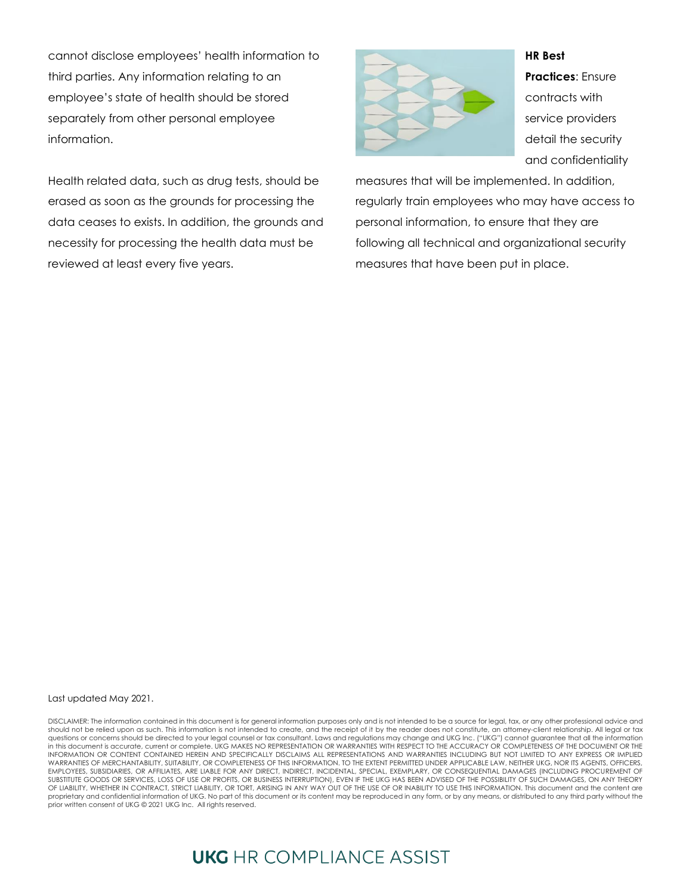cannot disclose employees' health information to third parties. Any information relating to an employee's state of health should be stored separately from other personal employee information.

Health related data, such as drug tests, should be erased as soon as the grounds for processing the data ceases to exists. In addition, the grounds and necessity for processing the health data must be reviewed at least every five years.

**HR Best Practices**: Ensure contracts with service providers detail the security and confidentiality measures that will be implemented. In addition, regularly train employees who may have access to personal information, to ensure that they are following all technical and organizational security measures that have been put in place.

Last updated May 2021.

DISCLAIMER: The information contained in this document is for general information purposes only and is not intended to be a source for legal, tax, or any other professional advice and should not be relied upon as such. This information is not intended to create, and the receipt of it by the reader does not constitute, an attorney-client relationship. All legal or tax questions or concerns should be directed to your legal counsel or tax consultant. Laws and regulations may change and UKG Inc. ("UKG") cannot guarantee that all the information in this document is accurate, current or complete. UKG MAKES NO REPRESENTATION OR WARRANTIES WITH RESPECT TO THE ACCURACY OR COMPLETENESS OF THE DOCUMENT OR THE INFORMATION OR CONTENT CONTAINED HEREIN AND SPECIFICALLY DISCLAIMS ALL REPRESENTATIONS AND WARRANTIES INCLUDING BUT NOT LIMITED TO ANY EXPRESS OR IMPLIED WARRANTIES OF MERCHANTABILITY, SUITABILITY, OR COMPLETENESS OF THIS INFORMATION. TO THE EXTENT PERMITTED UNDER APPLICABLE LAW, NEITHER UKG, NOR ITS AGENTS, OFFICERS, EMPLOYEES, SUBSIDIARIES, OR AFFILIATES, ARE LIABLE FOR ANY DIRECT, INDIRECT, INCIDENTAL, SPECIAL, EXEMPLARY, OR CONSEQUENTIAL DAMAGES (INCLUDING PROCUREMENT OF SUBSTITUTE GOODS OR SERVICES, LOSS OF USE OR PROFITS, OR BUSINESS INTERRUPTION), EVEN IF THE UKG HAS BEEN ADVISED OF THE POSSIBILITY OF SUCH DAMAGES, ON ANY THEORY OF LIABILITY, WHETHER IN CONTRACT, STRICT LIABILITY, OR TORT, ARISING IN ANY WAY OUT OF THE USE OF OR INABILITY TO USE THIS INFORMATION. This document and the content are proprietary and confidential information of UKG. No part of this document or its content may be reproduced in any form, or by any means, or distributed to any third party without the prior written consent of UKG © 2021 UKG Inc. All rights reserved.

**UKG** HR COMPLIANCE ASSIST